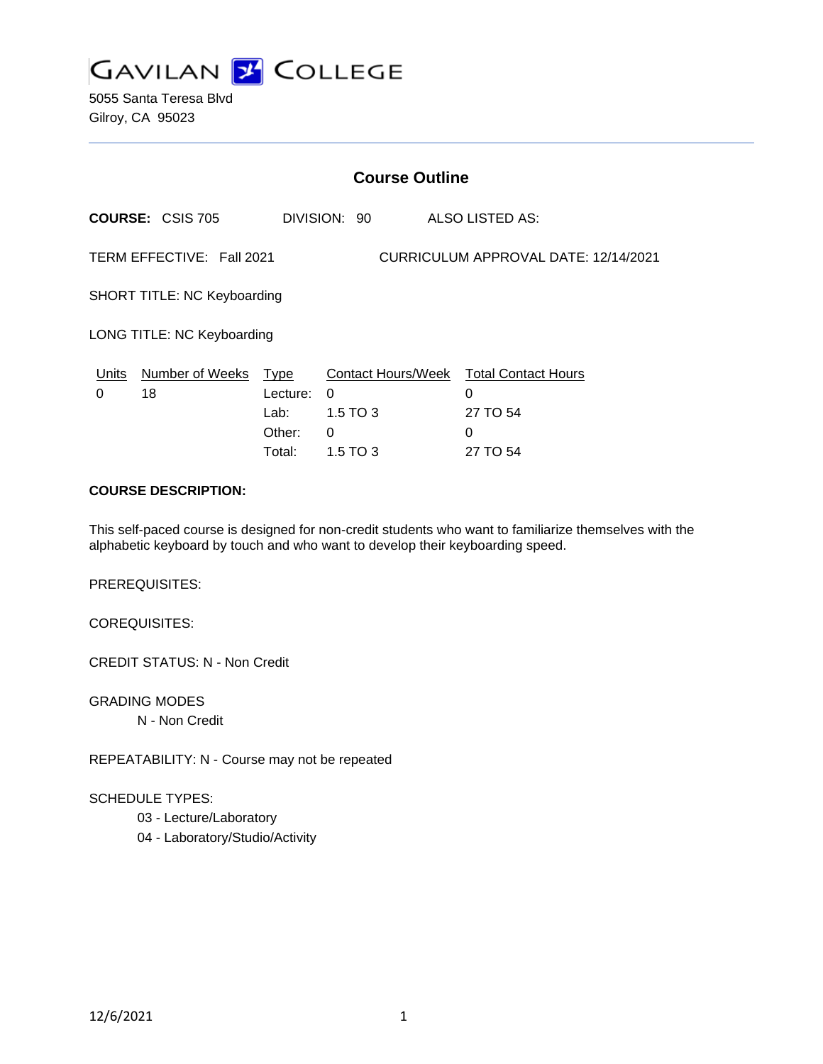# GAVILAN COLLEGE

5055 Santa Teresa Blvd
Gilroy, CA 95023

## Course Outline

**COURSE:** CSIS 705 DIVISION: 90 ALSO LISTED AS:

TERM EFFECTIVE: Fall 2021 CURRICULUM APPROVAL DATE: 12/14/2021

SHORT TITLE: NC Keyboarding

LONG TITLE: NC Keyboarding

| Units | Number of Weeks | Type | Contact Hours/Week | Total Contact Hours |
|---|---|---|---|---|
| 0 | 18 | Lecture: | 0 | 0 |
| | | Lab: | 1.5 TO 3 | 27 TO 54 |
| | | Other: | 0 | 0 |
| | | Total: | 1.5 TO 3 | 27 TO 54 |

**COURSE DESCRIPTION:**

This self-paced course is designed for non-credit students who want to familiarize themselves with the alphabetic keyboard by touch and who want to develop their keyboarding speed.

PREREQUISITES:

COREQUISITES:

CREDIT STATUS: N - Non Credit

GRADING MODES

- N - Non Credit

REPEATABILITY: N - Course may not be repeated

SCHEDULE TYPES:

- 03 - Lecture/Laboratory
- 04 - Laboratory/Studio/Activity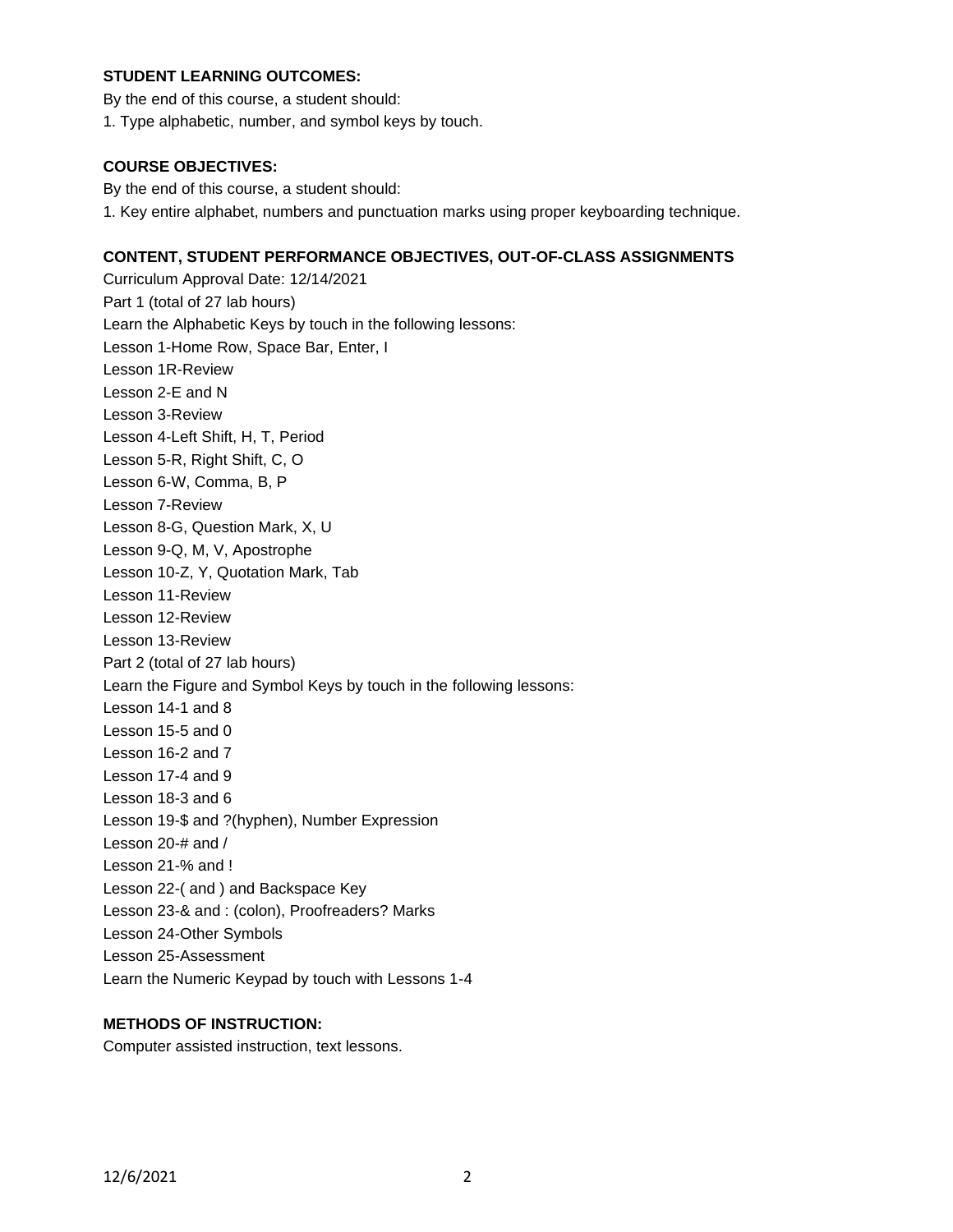## STUDENT LEARNING OUTCOMES:

By the end of this course, a student should:

1. Type alphabetic, number, and symbol keys by touch.

## COURSE OBJECTIVES:

By the end of this course, a student should:

1. Key entire alphabet, numbers and punctuation marks using proper keyboarding technique.

## CONTENT, STUDENT PERFORMANCE OBJECTIVES, OUT-OF-CLASS ASSIGNMENTS

Curriculum Approval Date: 12/14/2021

Part 1 (total of 27 lab hours)

Learn the Alphabetic Keys by touch in the following lessons:

Lesson 1-Home Row, Space Bar, Enter, I

Lesson 1R-Review

Lesson 2-E and N

Lesson 3-Review

Lesson 4-Left Shift, H, T, Period

Lesson 5-R, Right Shift, C, O

Lesson 6-W, Comma, B, P

Lesson 7-Review

Lesson 8-G, Question Mark, X, U

Lesson 9-Q, M, V, Apostrophe

Lesson 10-Z, Y, Quotation Mark, Tab

Lesson 11-Review

Lesson 12-Review

Lesson 13-Review

Part 2 (total of 27 lab hours)

Learn the Figure and Symbol Keys by touch in the following lessons:

Lesson 14-1 and 8

Lesson 15-5 and 0

Lesson 16-2 and 7

Lesson 17-4 and 9

Lesson 18-3 and 6

Lesson 19-$ and ?(hyphen), Number Expression

Lesson 20-# and /

Lesson 21-% and !

Lesson 22-( and ) and Backspace Key

Lesson 23-& and : (colon), Proofreaders? Marks

Lesson 24-Other Symbols

Lesson 25-Assessment

Learn the Numeric Keypad by touch with Lessons 1-4

## METHODS OF INSTRUCTION:

Computer assisted instruction, text lessons.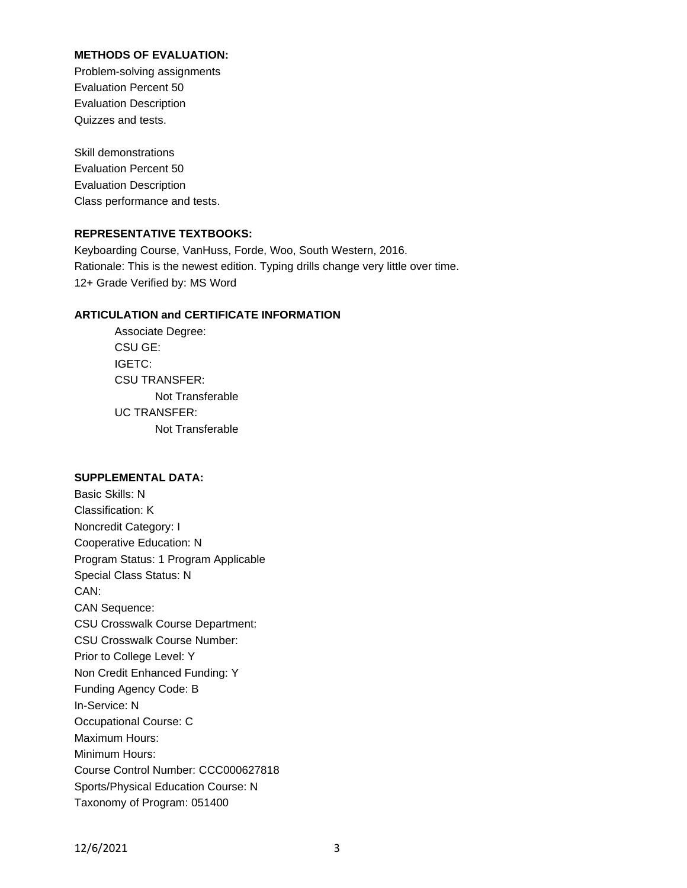**METHODS OF EVALUATION:**

Problem-solving assignments
Evaluation Percent 50
Evaluation Description
Quizzes and tests.

Skill demonstrations
Evaluation Percent 50
Evaluation Description
Class performance and tests.

**REPRESENTATIVE TEXTBOOKS:**

Keyboarding Course, VanHuss, Forde, Woo, South Western, 2016.
Rationale: This is the newest edition. Typing drills change very little over time.
12+ Grade Verified by: MS Word

**ARTICULATION and CERTIFICATE INFORMATION**

Associate Degree:
CSU GE:
IGETC:
CSU TRANSFER:
Not Transferable
UC TRANSFER:
Not Transferable

**SUPPLEMENTAL DATA:**

Basic Skills: N
Classification: K
Noncredit Category: I
Cooperative Education: N
Program Status: 1 Program Applicable
Special Class Status: N
CAN:
CAN Sequence:
CSU Crosswalk Course Department:
CSU Crosswalk Course Number:
Prior to College Level: Y
Non Credit Enhanced Funding: Y
Funding Agency Code: B
In-Service: N
Occupational Course: C
Maximum Hours:
Minimum Hours:
Course Control Number: CCC000627818
Sports/Physical Education Course: N
Taxonomy of Program: 051400